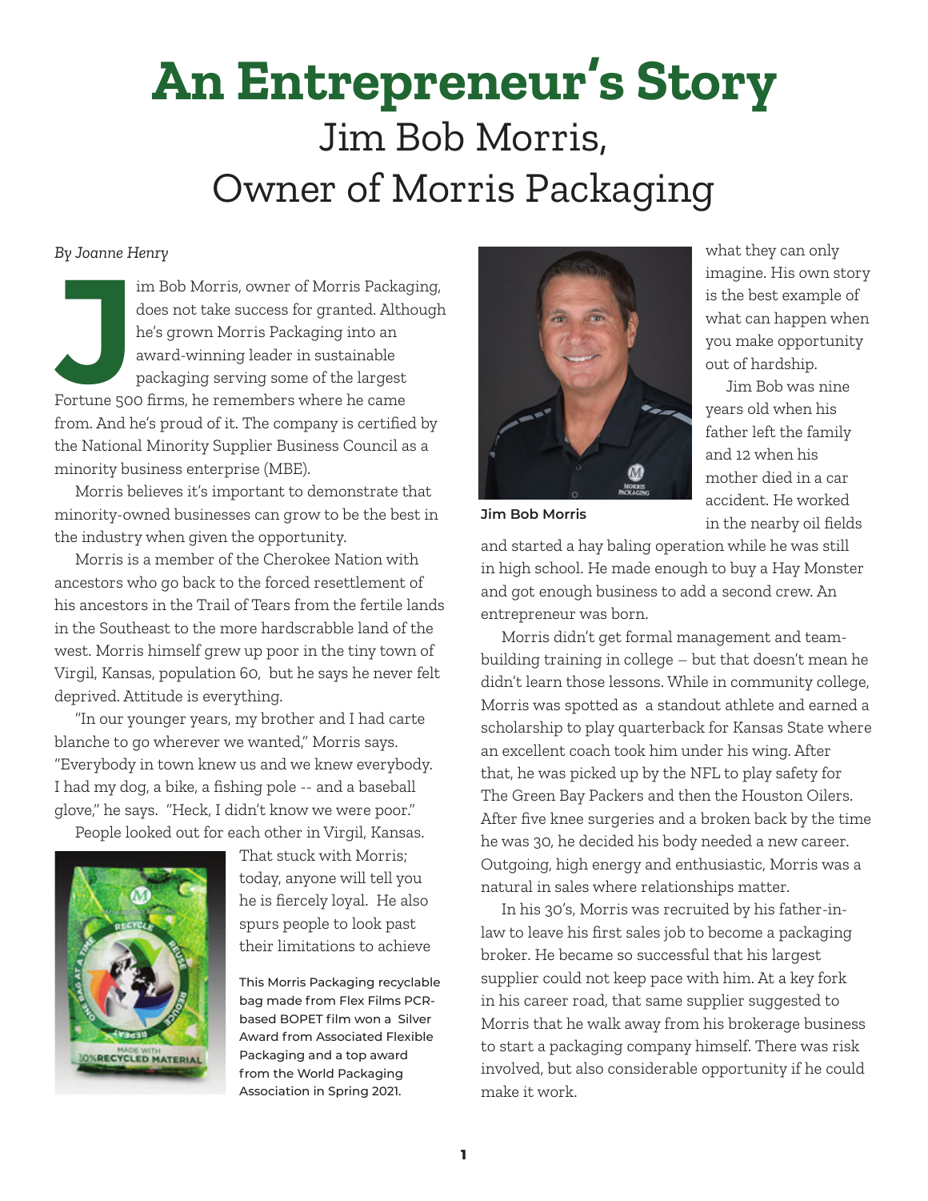# An Entrepreneur's Story

## Jim Bob Morris, Owner of Morris Packaging

*By Joanne Henry*

Jim Bob Morris, owner of Morris Packaging, does not take success for granted. Although he's grown Morris Packaging into an award-winning leader in sustainable packaging serving some of the largest Fortune 500 firms, he remembers where he came from. And he's proud of it. The company is certified by the National Minority Supplier Business Council as a minority business enterprise (MBE).

Morris believes it's important to demonstrate that minority-owned businesses can grow to be the best in the industry when given the opportunity.

Morris is a member of the Cherokee Nation with ancestors who go back to the forced resettlement of his ancestors in the Trail of Tears from the fertile lands in the Southeast to the more hardscrabble land of the west. Morris himself grew up poor in the tiny town of Virgil, Kansas, population 60, but he says he never felt deprived. Attitude is everything.

"In our younger years, my brother and I had carte blanche to go wherever we wanted," Morris says. "Everybody in town knew us and we knew everybody. I had my dog, a bike, a fishing pole -- and a baseball glove," he says. "Heck, I didn't know we were poor."

People looked out for each other in Virgil, Kansas. That stuck with Morris; today, anyone will tell you he is fiercely loyal. He also spurs people to look past their limitations to achieve what they can only imagine. His own story is the best example of what can happen when you make opportunity out of hardship.

This Morris Packaging recyclable bag made from Flex Films PCR-based BOPET film won a Silver Award from Associated Flexible Packaging and a top award from the World Packaging Association in Spring 2021.

Jim Bob Morris

Jim Bob was nine years old when his father left the family and 12 when his mother died in a car accident. He worked in the nearby oil fields and started a hay baling operation while he was still in high school. He made enough to buy a Hay Monster and got enough business to add a second crew. An entrepreneur was born.

Morris didn't get formal management and team-building training in college – but that doesn't mean he didn't learn those lessons. While in community college, Morris was spotted as a standout athlete and earned a scholarship to play quarterback for Kansas State where an excellent coach took him under his wing. After that, he was picked up by the NFL to play safety for The Green Bay Packers and then the Houston Oilers. After five knee surgeries and a broken back by the time he was 30, he decided his body needed a new career. Outgoing, high energy and enthusiastic, Morris was a natural in sales where relationships matter.

In his 30's, Morris was recruited by his father-in-law to leave his first sales job to become a packaging broker. He became so successful that his largest supplier could not keep pace with him. At a key fork in his career road, that same supplier suggested to Morris that he walk away from his brokerage business to start a packaging company himself. There was risk involved, but also considerable opportunity if he could make it work.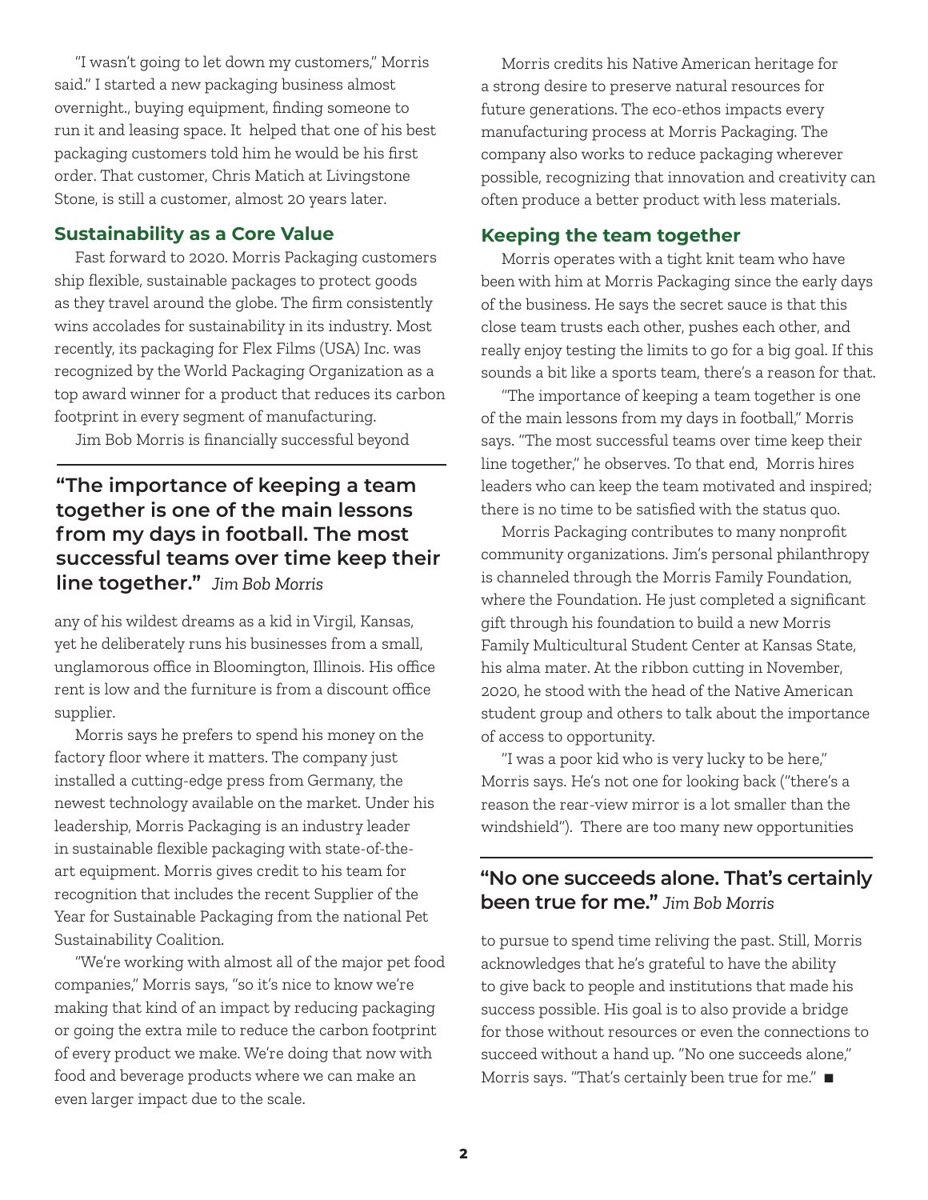"I wasn't going to let down my customers," Morris said." I started a new packaging business almost overnight., buying equipment, finding someone to run it and leasing space. It helped that one of his best packaging customers told him he would be his first order. That customer, Chris Matich at Livingstone Stone, is still a customer, almost 20 years later.

## Sustainability as a Core Value

Fast forward to 2020. Morris Packaging customers ship flexible, sustainable packages to protect goods as they travel around the globe. The firm consistently wins accolades for sustainability in its industry. Most recently, its packaging for Flex Films (USA) Inc. was recognized by the World Packaging Organization as a top award winner for a product that reduces its carbon footprint in every segment of manufacturing.

Jim Bob Morris is financially successful beyond any of his wildest dreams as a kid in Virgil, Kansas, yet he deliberately runs his businesses from a small, unglamorous office in Bloomington, Illinois. His office rent is low and the furniture is from a discount office supplier.

> **"The importance of keeping a team together is one of the main lessons from my days in football. The most successful teams over time keep their line together."** *Jim Bob Morris*

Morris says he prefers to spend his money on the factory floor where it matters. The company just installed a cutting-edge press from Germany, the newest technology available on the market. Under his leadership, Morris Packaging is an industry leader in sustainable flexible packaging with state-of-the-art equipment. Morris gives credit to his team for recognition that includes the recent Supplier of the Year for Sustainable Packaging from the national Pet Sustainability Coalition.

"We're working with almost all of the major pet food companies," Morris says, "so it's nice to know we're making that kind of an impact by reducing packaging or going the extra mile to reduce the carbon footprint of every product we make. We're doing that now with food and beverage products where we can make an even larger impact due to the scale.

Morris credits his Native American heritage for a strong desire to preserve natural resources for future generations. The eco-ethos impacts every manufacturing process at Morris Packaging. The company also works to reduce packaging wherever possible, recognizing that innovation and creativity can often produce a better product with less materials.

## Keeping the team together

Morris operates with a tight knit team who have been with him at Morris Packaging since the early days of the business. He says the secret sauce is that this close team trusts each other, pushes each other, and really enjoy testing the limits to go for a big goal. If this sounds a bit like a sports team, there's a reason for that.

"The importance of keeping a team together is one of the main lessons from my days in football," Morris says. "The most successful teams over time keep their line together," he observes. To that end, Morris hires leaders who can keep the team motivated and inspired; there is no time to be satisfied with the status quo.

Morris Packaging contributes to many nonprofit community organizations. Jim's personal philanthropy is channeled through the Morris Family Foundation, where the Foundation. He just completed a significant gift through his foundation to build a new Morris Family Multicultural Student Center at Kansas State, his alma mater. At the ribbon cutting in November, 2020, he stood with the head of the Native American student group and others to talk about the importance of access to opportunity.

"I was a poor kid who is very lucky to be here," Morris says. He's not one for looking back ("there's a reason the rear-view mirror is a lot smaller than the windshield"). There are too many new opportunities to pursue to spend time reliving the past. Still, Morris acknowledges that he's grateful to have the ability to give back to people and institutions that made his success possible. His goal is to also provide a bridge for those without resources or even the connections to succeed without a hand up. "No one succeeds alone," Morris says. "That's certainly been true for me." ■

> **"No one succeeds alone. That's certainly been true for me."** *Jim Bob Morris*